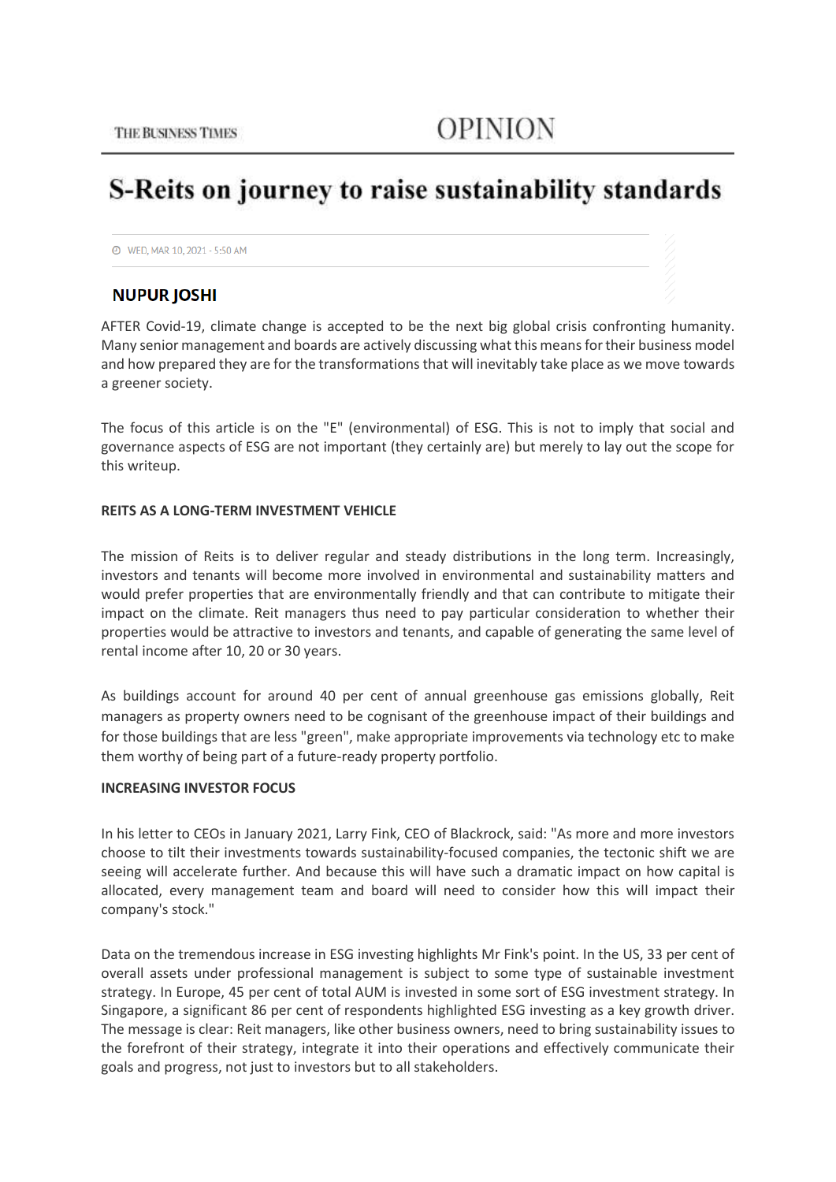THE BUSINESS TIMES

OPINION

# S-Reits on journey to raise sustainability standards

WED, MAR 10, 2021 - 5:50 AM

**NUPUR JOSHI**

AFTER Covid-19, climate change is accepted to be the next big global crisis confronting humanity. Many senior management and boards are actively discussing what this means for their business model and how prepared they are for the transformations that will inevitably take place as we move towards a greener society.

The focus of this article is on the "E" (environmental) of ESG. This is not to imply that social and governance aspects of ESG are not important (they certainly are) but merely to lay out the scope for this writeup.

**REITS AS A LONG-TERM INVESTMENT VEHICLE**

The mission of Reits is to deliver regular and steady distributions in the long term. Increasingly, investors and tenants will become more involved in environmental and sustainability matters and would prefer properties that are environmentally friendly and that can contribute to mitigate their impact on the climate. Reit managers thus need to pay particular consideration to whether their properties would be attractive to investors and tenants, and capable of generating the same level of rental income after 10, 20 or 30 years.

As buildings account for around 40 per cent of annual greenhouse gas emissions globally, Reit managers as property owners need to be cognisant of the greenhouse impact of their buildings and for those buildings that are less "green", make appropriate improvements via technology etc to make them worthy of being part of a future-ready property portfolio.

**INCREASING INVESTOR FOCUS**

In his letter to CEOs in January 2021, Larry Fink, CEO of Blackrock, said: "As more and more investors choose to tilt their investments towards sustainability-focused companies, the tectonic shift we are seeing will accelerate further. And because this will have such a dramatic impact on how capital is allocated, every management team and board will need to consider how this will impact their company's stock."

Data on the tremendous increase in ESG investing highlights Mr Fink's point. In the US, 33 per cent of overall assets under professional management is subject to some type of sustainable investment strategy. In Europe, 45 per cent of total AUM is invested in some sort of ESG investment strategy. In Singapore, a significant 86 per cent of respondents highlighted ESG investing as a key growth driver. The message is clear: Reit managers, like other business owners, need to bring sustainability issues to the forefront of their strategy, integrate it into their operations and effectively communicate their goals and progress, not just to investors but to all stakeholders.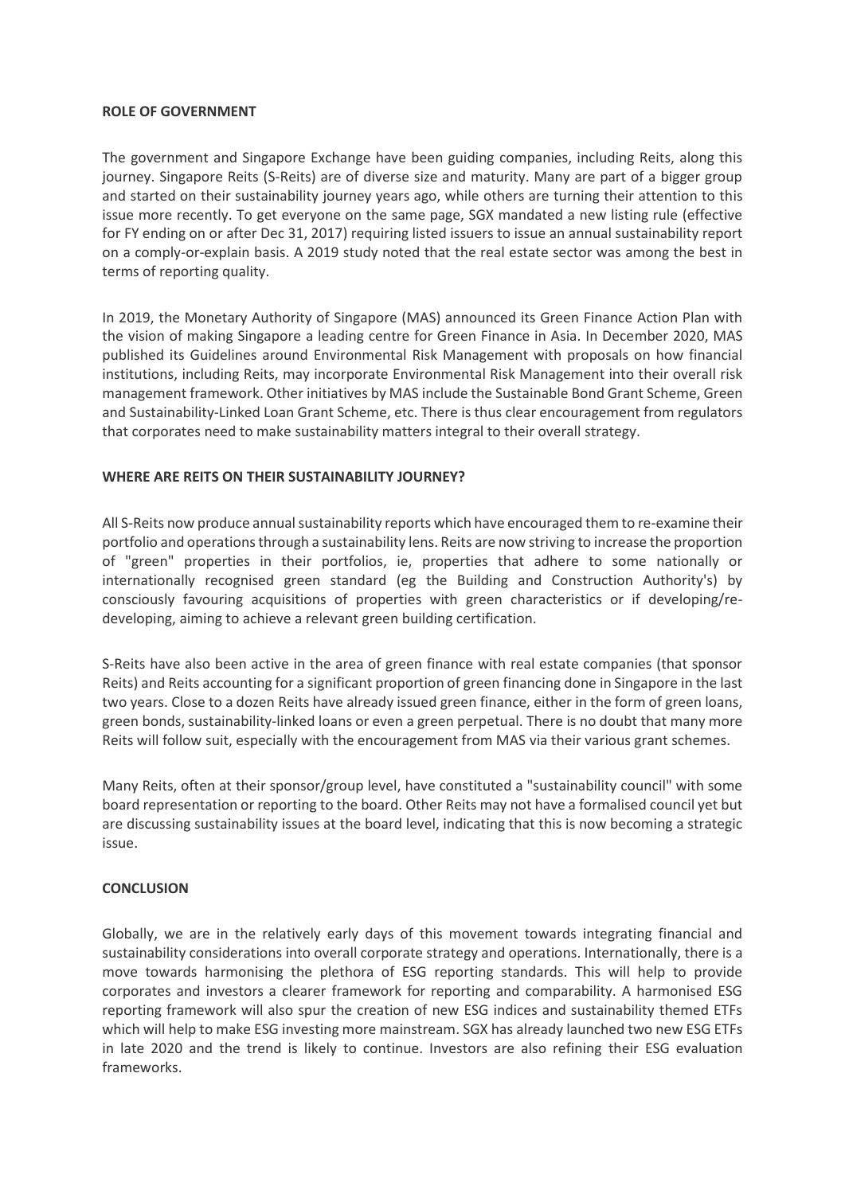**ROLE OF GOVERNMENT**

The government and Singapore Exchange have been guiding companies, including Reits, along this journey. Singapore Reits (S-Reits) are of diverse size and maturity. Many are part of a bigger group and started on their sustainability journey years ago, while others are turning their attention to this issue more recently. To get everyone on the same page, SGX mandated a new listing rule (effective for FY ending on or after Dec 31, 2017) requiring listed issuers to issue an annual sustainability report on a comply-or-explain basis. A 2019 study noted that the real estate sector was among the best in terms of reporting quality.

In 2019, the Monetary Authority of Singapore (MAS) announced its Green Finance Action Plan with the vision of making Singapore a leading centre for Green Finance in Asia. In December 2020, MAS published its Guidelines around Environmental Risk Management with proposals on how financial institutions, including Reits, may incorporate Environmental Risk Management into their overall risk management framework. Other initiatives by MAS include the Sustainable Bond Grant Scheme, Green and Sustainability-Linked Loan Grant Scheme, etc. There is thus clear encouragement from regulators that corporates need to make sustainability matters integral to their overall strategy.

**WHERE ARE REITS ON THEIR SUSTAINABILITY JOURNEY?**

All S-Reits now produce annual sustainability reports which have encouraged them to re-examine their portfolio and operations through a sustainability lens. Reits are now striving to increase the proportion of "green" properties in their portfolios, ie, properties that adhere to some nationally or internationally recognised green standard (eg the Building and Construction Authority's) by consciously favouring acquisitions of properties with green characteristics or if developing/re-developing, aiming to achieve a relevant green building certification.

S-Reits have also been active in the area of green finance with real estate companies (that sponsor Reits) and Reits accounting for a significant proportion of green financing done in Singapore in the last two years. Close to a dozen Reits have already issued green finance, either in the form of green loans, green bonds, sustainability-linked loans or even a green perpetual. There is no doubt that many more Reits will follow suit, especially with the encouragement from MAS via their various grant schemes.

Many Reits, often at their sponsor/group level, have constituted a "sustainability council" with some board representation or reporting to the board. Other Reits may not have a formalised council yet but are discussing sustainability issues at the board level, indicating that this is now becoming a strategic issue.

**CONCLUSION**

Globally, we are in the relatively early days of this movement towards integrating financial and sustainability considerations into overall corporate strategy and operations. Internationally, there is a move towards harmonising the plethora of ESG reporting standards. This will help to provide corporates and investors a clearer framework for reporting and comparability. A harmonised ESG reporting framework will also spur the creation of new ESG indices and sustainability themed ETFs which will help to make ESG investing more mainstream. SGX has already launched two new ESG ETFs in late 2020 and the trend is likely to continue. Investors are also refining their ESG evaluation frameworks.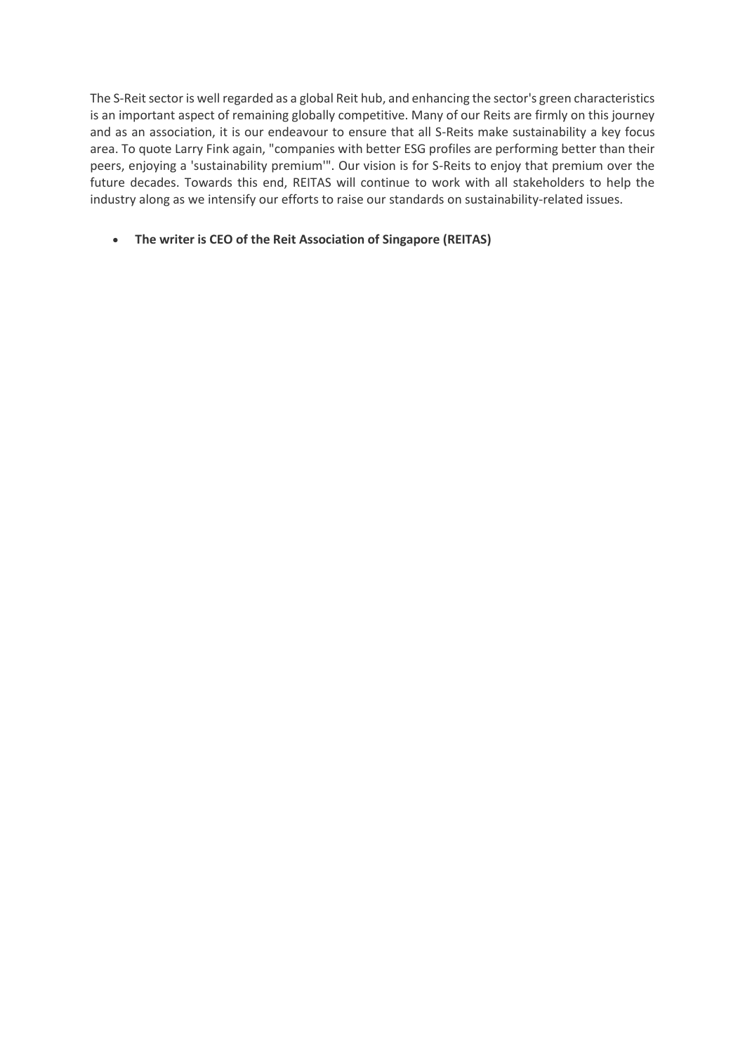The S-Reit sector is well regarded as a global Reit hub, and enhancing the sector's green characteristics is an important aspect of remaining globally competitive. Many of our Reits are firmly on this journey and as an association, it is our endeavour to ensure that all S-Reits make sustainability a key focus area. To quote Larry Fink again, "companies with better ESG profiles are performing better than their peers, enjoying a 'sustainability premium'". Our vision is for S-Reits to enjoy that premium over the future decades. Towards this end, REITAS will continue to work with all stakeholders to help the industry along as we intensify our efforts to raise our standards on sustainability-related issues.

- **The writer is CEO of the Reit Association of Singapore (REITAS)**